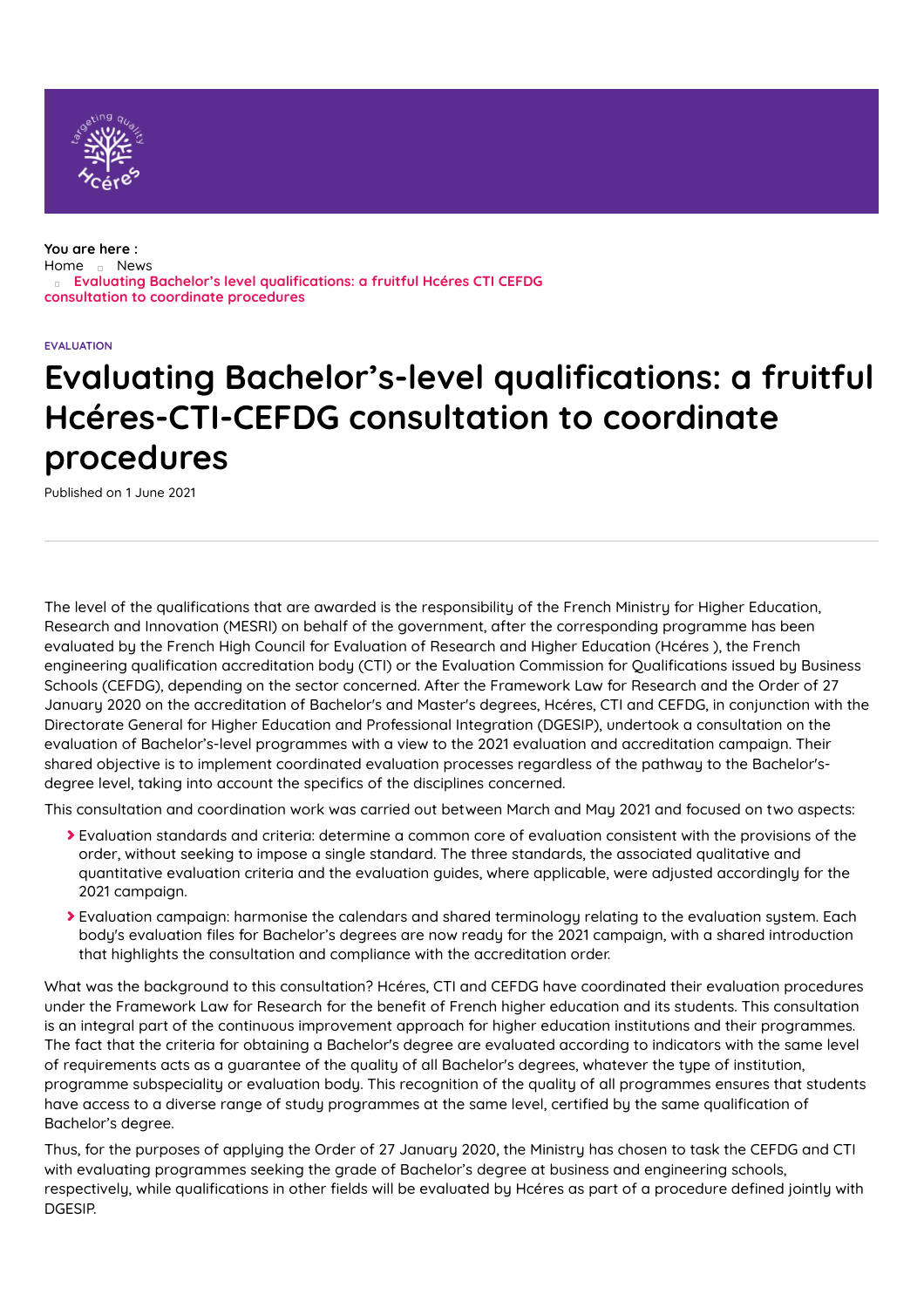You are here :
Home News
Evaluating Bachelor's level qualifications: a fruitful Hcéres CTI CEFDG consultation to coordinate procedures

EVALUATION

# Evaluating Bachelor's-level qualifications: a fruitful Hcéres-CTI-CEFDG consultation to coordinate procedures

Published on 1 June 2021

The level of the qualifications that are awarded is the responsibility of the French Ministry for Higher Education, Research and Innovation (MESRI) on behalf of the government, after the corresponding programme has been evaluated by the French High Council for Evaluation of Research and Higher Education (Hcéres ), the French engineering qualification accreditation body (CTI) or the Evaluation Commission for Qualifications issued by Business Schools (CEFDG), depending on the sector concerned. After the Framework Law for Research and the Order of 27 January 2020 on the accreditation of Bachelor's and Master's degrees, Hcéres, CTI and CEFDG, in conjunction with the Directorate General for Higher Education and Professional Integration (DGESIP), undertook a consultation on the evaluation of Bachelor's-level programmes with a view to the 2021 evaluation and accreditation campaign. Their shared objective is to implement coordinated evaluation processes regardless of the pathway to the Bachelor's-degree level, taking into account the specifics of the disciplines concerned.

This consultation and coordination work was carried out between March and May 2021 and focused on two aspects:

- Evaluation standards and criteria: determine a common core of evaluation consistent with the provisions of the order, without seeking to impose a single standard. The three standards, the associated qualitative and quantitative evaluation criteria and the evaluation guides, where applicable, were adjusted accordingly for the 2021 campaign.
- Evaluation campaign: harmonise the calendars and shared terminology relating to the evaluation system. Each body's evaluation files for Bachelor's degrees are now ready for the 2021 campaign, with a shared introduction that highlights the consultation and compliance with the accreditation order.

What was the background to this consultation? Hcéres, CTI and CEFDG have coordinated their evaluation procedures under the Framework Law for Research for the benefit of French higher education and its students. This consultation is an integral part of the continuous improvement approach for higher education institutions and their programmes. The fact that the criteria for obtaining a Bachelor's degree are evaluated according to indicators with the same level of requirements acts as a guarantee of the quality of all Bachelor's degrees, whatever the type of institution, programme subspeciality or evaluation body. This recognition of the quality of all programmes ensures that students have access to a diverse range of study programmes at the same level, certified by the same qualification of Bachelor's degree.

Thus, for the purposes of applying the Order of 27 January 2020, the Ministry has chosen to task the CEFDG and CTI with evaluating programmes seeking the grade of Bachelor's degree at business and engineering schools, respectively, while qualifications in other fields will be evaluated by Hcéres as part of a procedure defined jointly with DGESIP.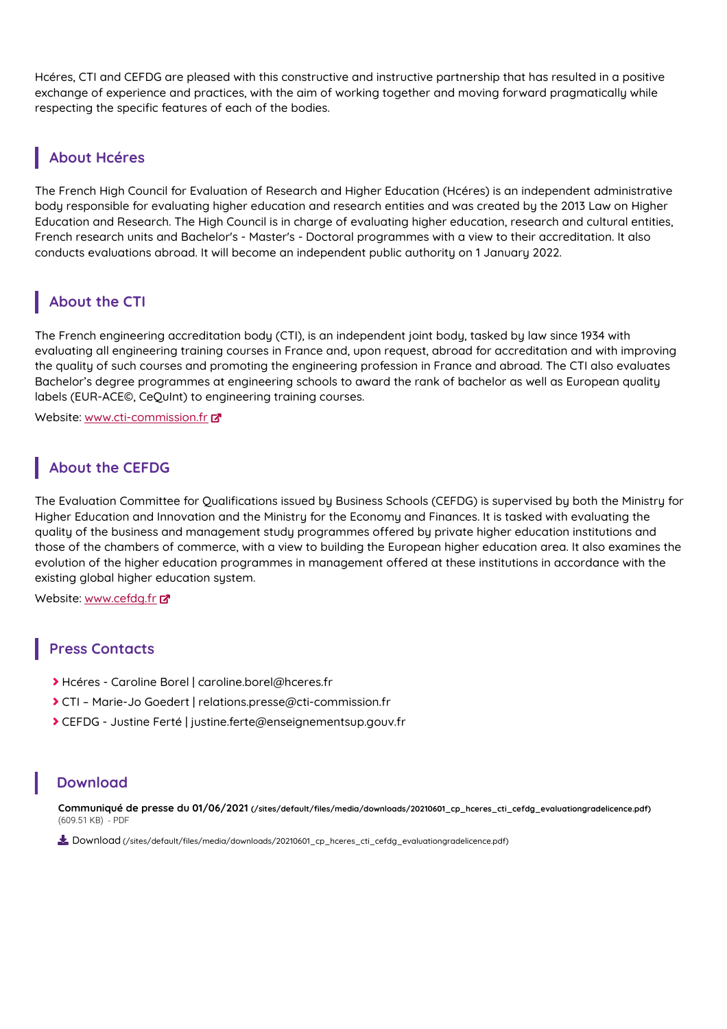Hcéres, CTI and CEFDG are pleased with this constructive and instructive partnership that has resulted in a positive exchange of experience and practices, with the aim of working together and moving forward pragmatically while respecting the specific features of each of the bodies.

## About Hcéres

The French High Council for Evaluation of Research and Higher Education (Hcéres) is an independent administrative body responsible for evaluating higher education and research entities and was created by the 2013 Law on Higher Education and Research. The High Council is in charge of evaluating higher education, research and cultural entities, French research units and Bachelor's - Master's - Doctoral programmes with a view to their accreditation. It also conducts evaluations abroad. It will become an independent public authority on 1 January 2022.

## About the CTI

The French engineering accreditation body (CTI), is an independent joint body, tasked by law since 1934 with evaluating all engineering training courses in France and, upon request, abroad for accreditation and with improving the quality of such courses and promoting the engineering profession in France and abroad. The CTI also evaluates Bachelor's degree programmes at engineering schools to award the rank of bachelor as well as European quality labels (EUR-ACE©, CeQuInt) to engineering training courses.

Website: www.cti-commission.fr

## About the CEFDG

The Evaluation Committee for Qualifications issued by Business Schools (CEFDG) is supervised by both the Ministry for Higher Education and Innovation and the Ministry for the Economy and Finances. It is tasked with evaluating the quality of the business and management study programmes offered by private higher education institutions and those of the chambers of commerce, with a view to building the European higher education area. It also examines the evolution of the higher education programmes in management offered at these institutions in accordance with the existing global higher education system.

Website: www.cefdg.fr

## Press Contacts

- Hcéres - Caroline Borel | caroline.borel@hceres.fr
- CTI – Marie-Jo Goedert | relations.presse@cti-commission.fr
- CEFDG - Justine Ferté | justine.ferte@enseignementsup.gouv.fr

## Download

**Communiqué de presse du 01/06/2021** (/sites/default/files/media/downloads/20210601_cp_hceres_cti_cefdg_evaluationgradelicence.pdf)
(609.51 KB) - PDF

Download (/sites/default/files/media/downloads/20210601_cp_hceres_cti_cefdg_evaluationgradelicence.pdf)